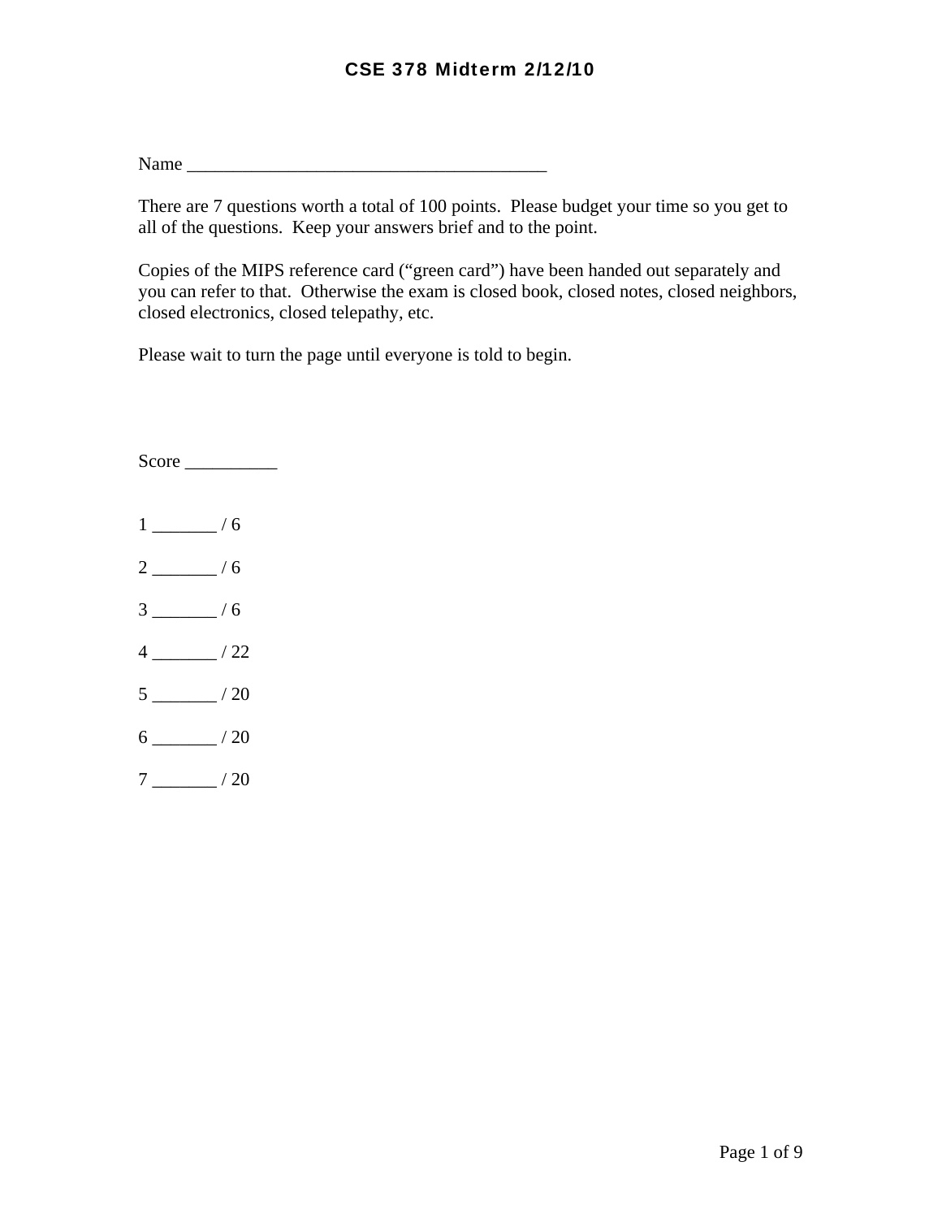# CSE 378 Midterm 2/12/10

Name ________________________________________

There are 7 questions worth a total of 100 points. Please budget your time so you get to all of the questions. Keep your answers brief and to the point.

Copies of the MIPS reference card ("green card") have been handed out separately and you can refer to that. Otherwise the exam is closed book, closed notes, closed neighbors, closed electronics, closed telepathy, etc.

Please wait to turn the page until everyone is told to begin.

Score __________

1 _______ / 6

2 _______ / 6

3 _______ / 6

4 _______ / 22

5 _______ / 20

6 _______ / 20

7 _______ / 20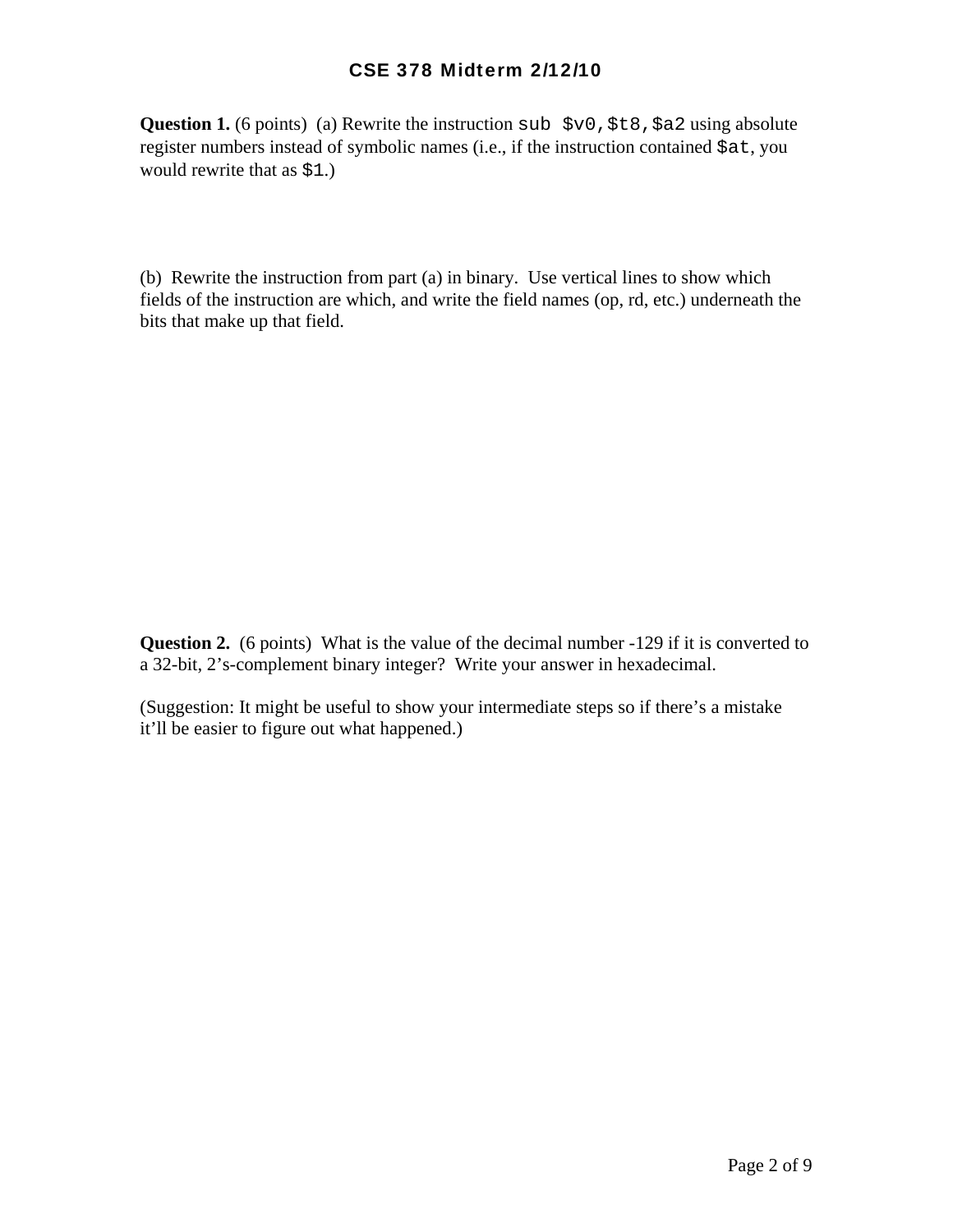# CSE 378 Midterm 2/12/10

**Question 1.** (6 points) (a) Rewrite the instruction `sub $v0,$t8,$a2` using absolute register numbers instead of symbolic names (i.e., if the instruction contained `$at`, you would rewrite that as `$1`.)

(b) Rewrite the instruction from part (a) in binary. Use vertical lines to show which fields of the instruction are which, and write the field names (op, rd, etc.) underneath the bits that make up that field.

**Question 2.** (6 points) What is the value of the decimal number -129 if it is converted to a 32-bit, 2's-complement binary integer? Write your answer in hexadecimal.

(Suggestion: It might be useful to show your intermediate steps so if there's a mistake it'll be easier to figure out what happened.)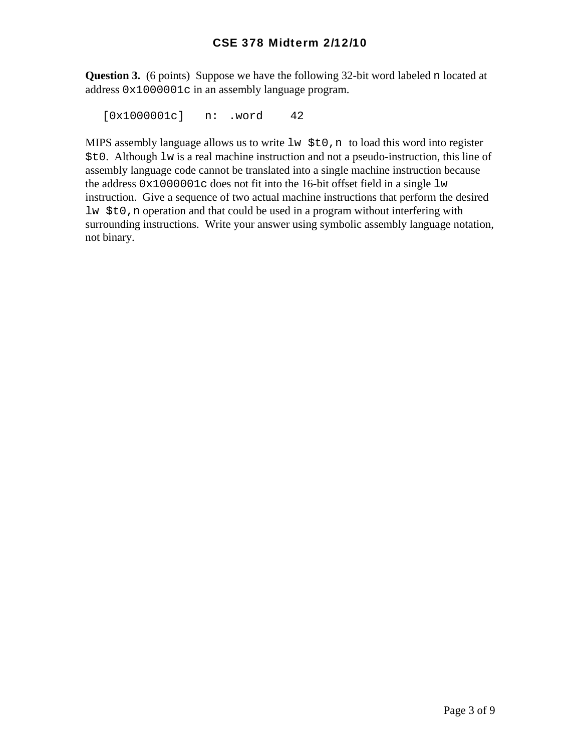**Question 3.** (6 points) Suppose we have the following 32-bit word labeled `n` located at address `0x1000001c` in an assembly language program.

```
[0x1000001c]   n:  .word    42
```

MIPS assembly language allows us to write `lw $t0,n` to load this word into register `$t0`. Although `lw` is a real machine instruction and not a pseudo-instruction, this line of assembly language code cannot be translated into a single machine instruction because the address `0x1000001c` does not fit into the 16-bit offset field in a single `lw` instruction. Give a sequence of two actual machine instructions that perform the desired `lw $t0,n` operation and that could be used in a program without interfering with surrounding instructions. Write your answer using symbolic assembly language notation, not binary.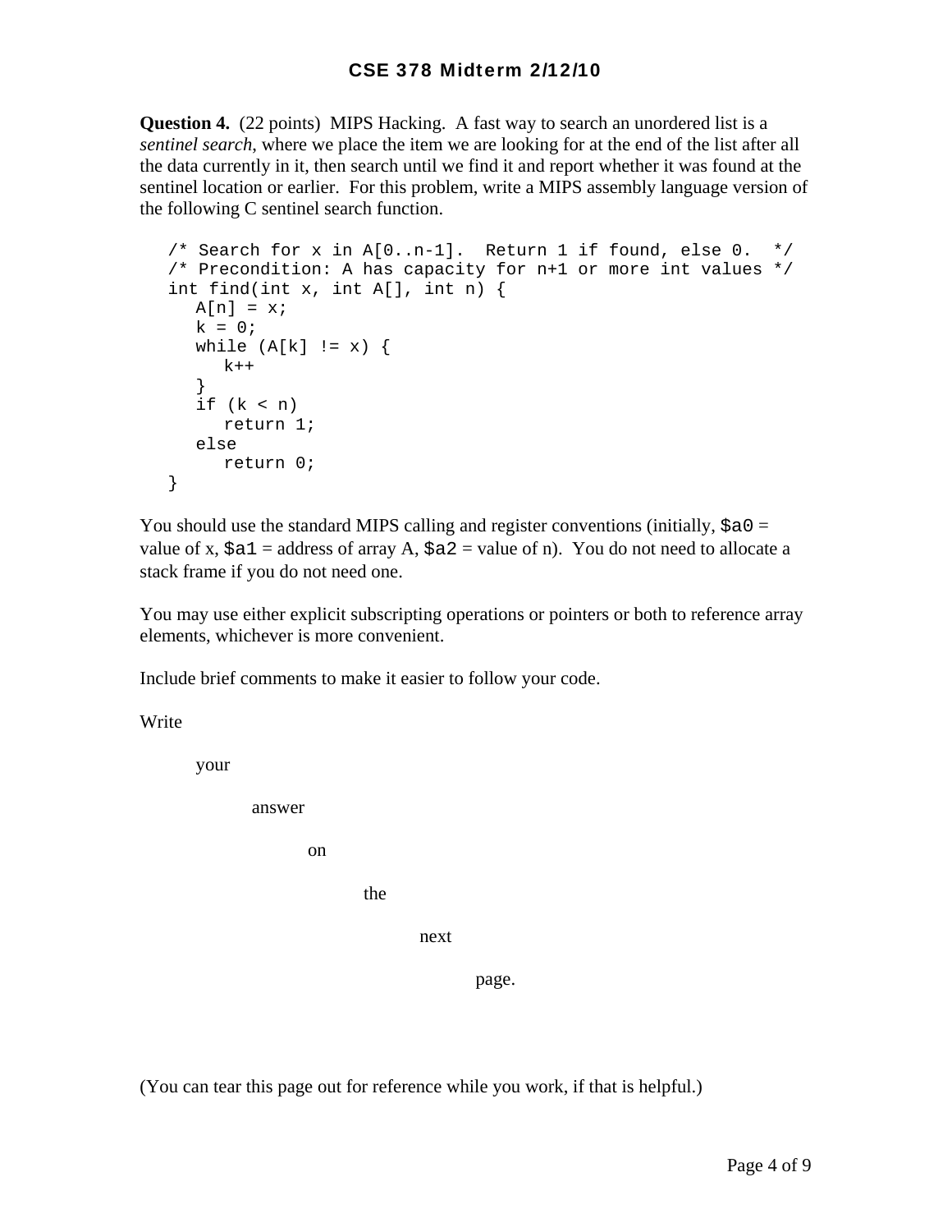**Question 4.** (22 points) MIPS Hacking. A fast way to search an unordered list is a *sentinel search*, where we place the item we are looking for at the end of the list after all the data currently in it, then search until we find it and report whether it was found at the sentinel location or earlier. For this problem, write a MIPS assembly language version of the following C sentinel search function.

```
/* Search for x in A[0..n-1].  Return 1 if found, else 0.  */
/* Precondition: A has capacity for n+1 or more int values */
int find(int x, int A[], int n) {
   A[n] = x;
   k = 0;
   while (A[k] != x) {
      k++
   }
   if (k < n)
      return 1;
   else
      return 0;
}
```

You should use the standard MIPS calling and register conventions (initially, `$a0` = value of x, `$a1` = address of array A, `$a2` = value of n). You do not need to allocate a stack frame if you do not need one.

You may use either explicit subscripting operations or pointers or both to reference array elements, whichever is more convenient.

Include brief comments to make it easier to follow your code.

Write

your

answer

on

the

next

page.

(You can tear this page out for reference while you work, if that is helpful.)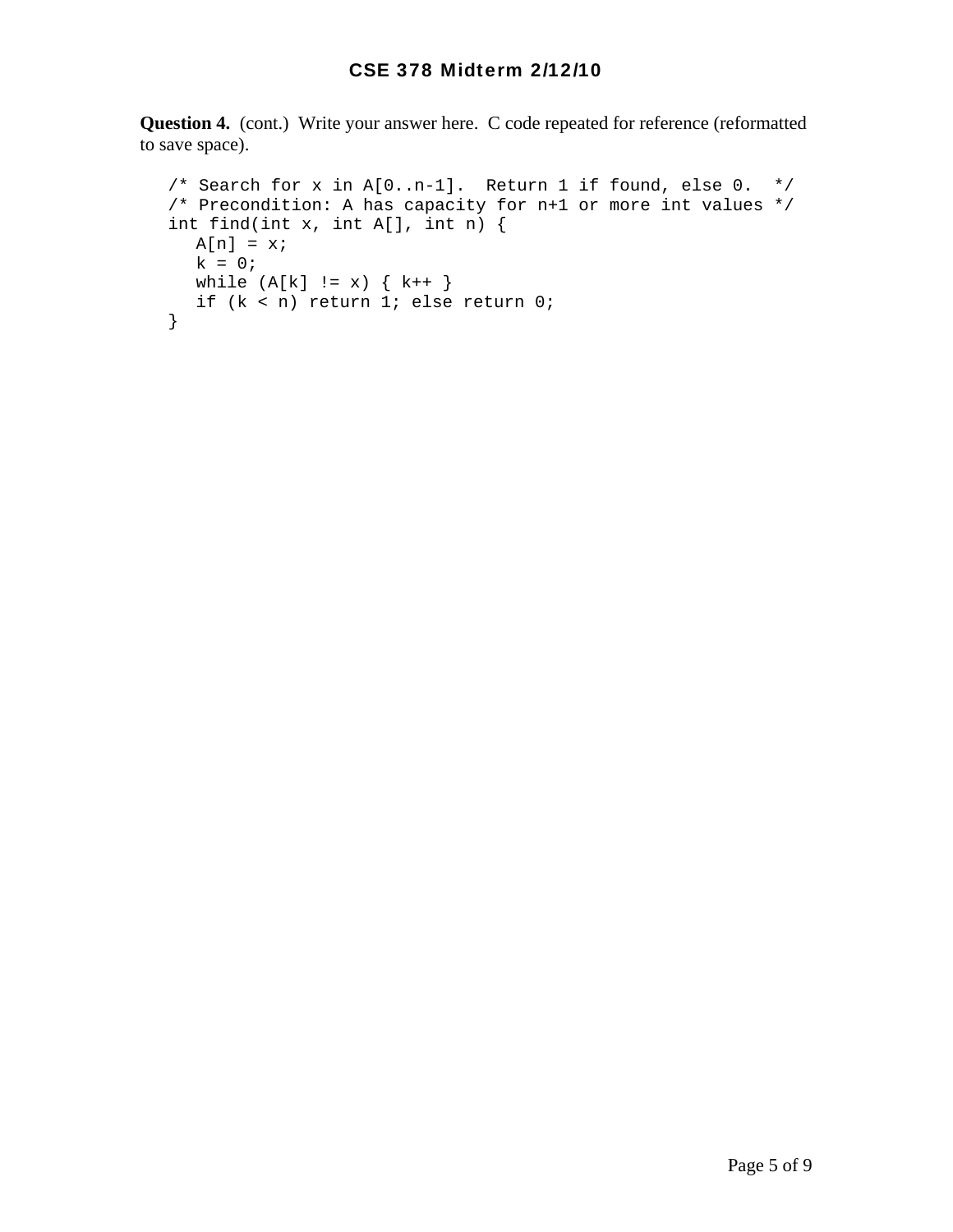**Question 4.** (cont.) Write your answer here. C code repeated for reference (reformatted to save space).

```
/* Search for x in A[0..n-1].  Return 1 if found, else 0.  */
/* Precondition: A has capacity for n+1 or more int values */
int find(int x, int A[], int n) {
   A[n] = x;
   k = 0;
   while (A[k] != x) { k++ }
   if (k < n) return 1; else return 0;
}
```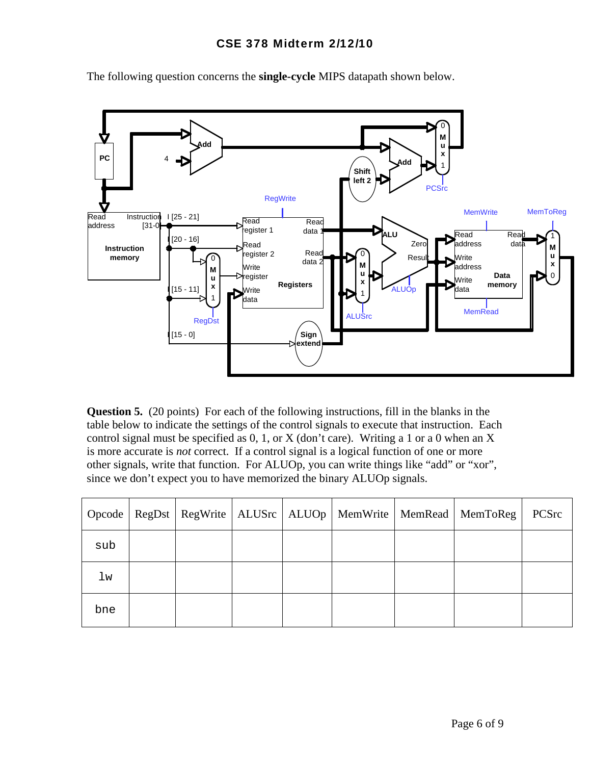The following question concerns the **single-cycle** MIPS datapath shown below.

**Question 5.** (20 points) For each of the following instructions, fill in the blanks in the table below to indicate the settings of the control signals to execute that instruction. Each control signal must be specified as 0, 1, or X (don't care). Writing a 1 or a 0 when an X is more accurate is *not* correct. If a control signal is a logical function of one or more other signals, write that function. For ALUOp, you can write things like "add" or "xor", since we don't expect you to have memorized the binary ALUOp signals.

| Opcode | RegDst | RegWrite | ALUSrc | ALUOp | MemWrite | MemRead | MemToReg | PCSrc |
|---|---|---|---|---|---|---|---|---|
| sub | | | | | | | | |
| lw | | | | | | | | |
| bne | | | | | | | | |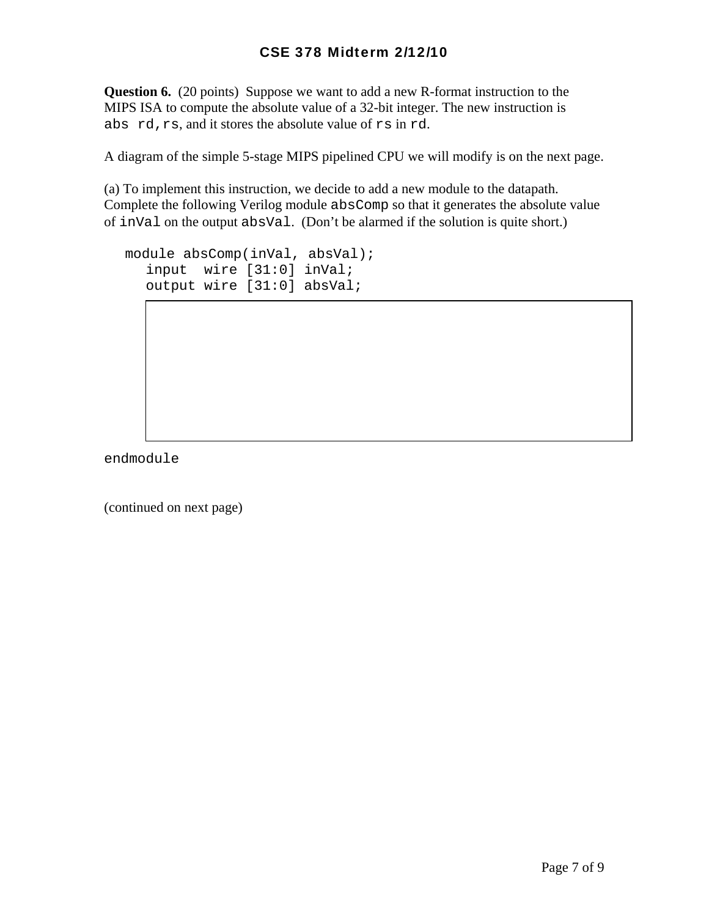**Question 6.** (20 points) Suppose we want to add a new R-format instruction to the MIPS ISA to compute the absolute value of a 32-bit integer. The new instruction is `abs rd,rs`, and it stores the absolute value of `rs` in `rd`.

A diagram of the simple 5-stage MIPS pipelined CPU we will modify is on the next page.

(a) To implement this instruction, we decide to add a new module to the datapath. Complete the following Verilog module `absComp` so that it generates the absolute value of `inVal` on the output `absVal`. (Don't be alarmed if the solution is quite short.)

```
module absComp(inVal, absVal);
   input  wire [31:0] inVal;
   output wire [31:0] absVal;




endmodule
```

(continued on next page)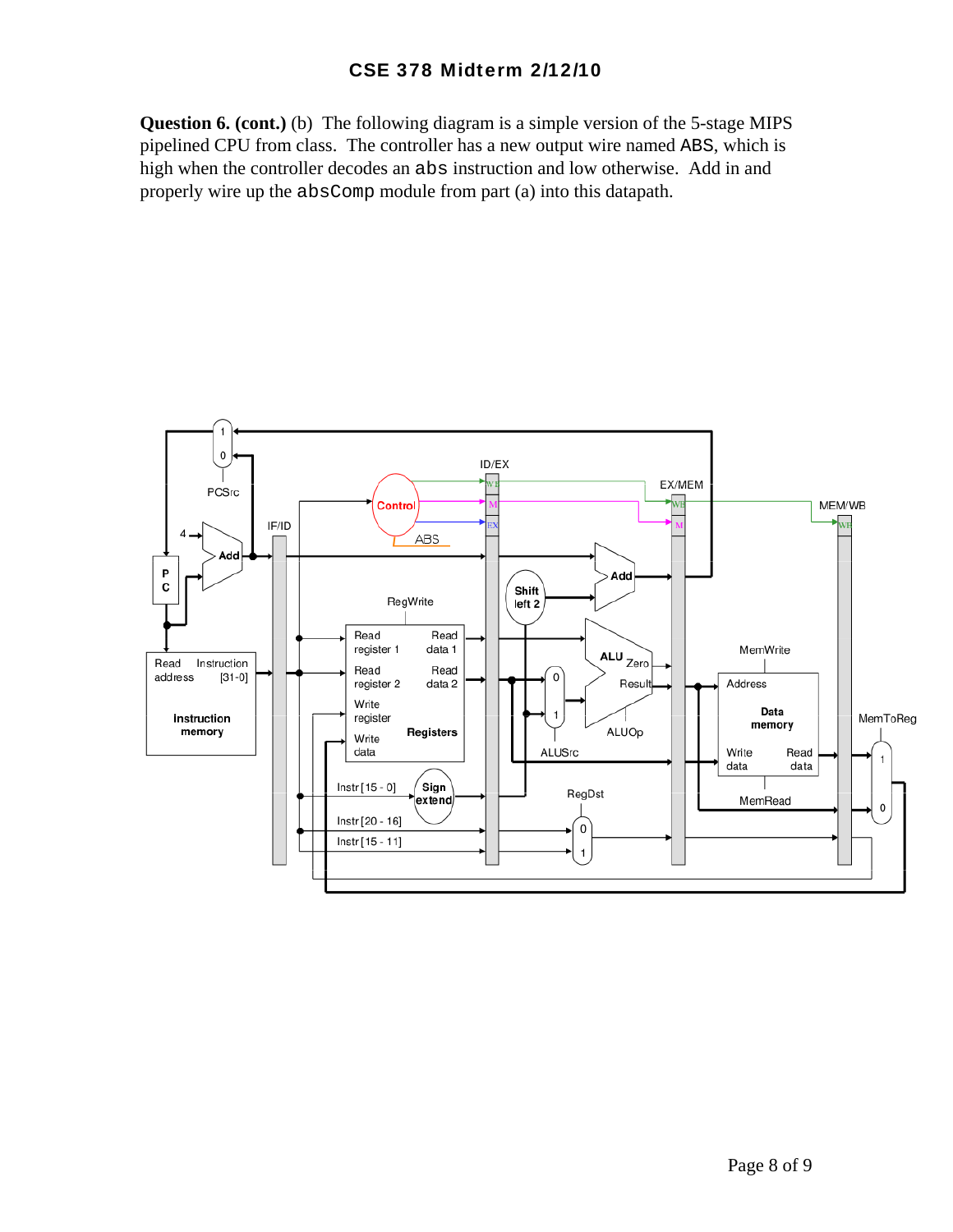**Question 6. (cont.)** (b) The following diagram is a simple version of the 5-stage MIPS pipelined CPU from class. The controller has a new output wire named ABS, which is high when the controller decodes an `abs` instruction and low otherwise. Add in and properly wire up the `absComp` module from part (a) into this datapath.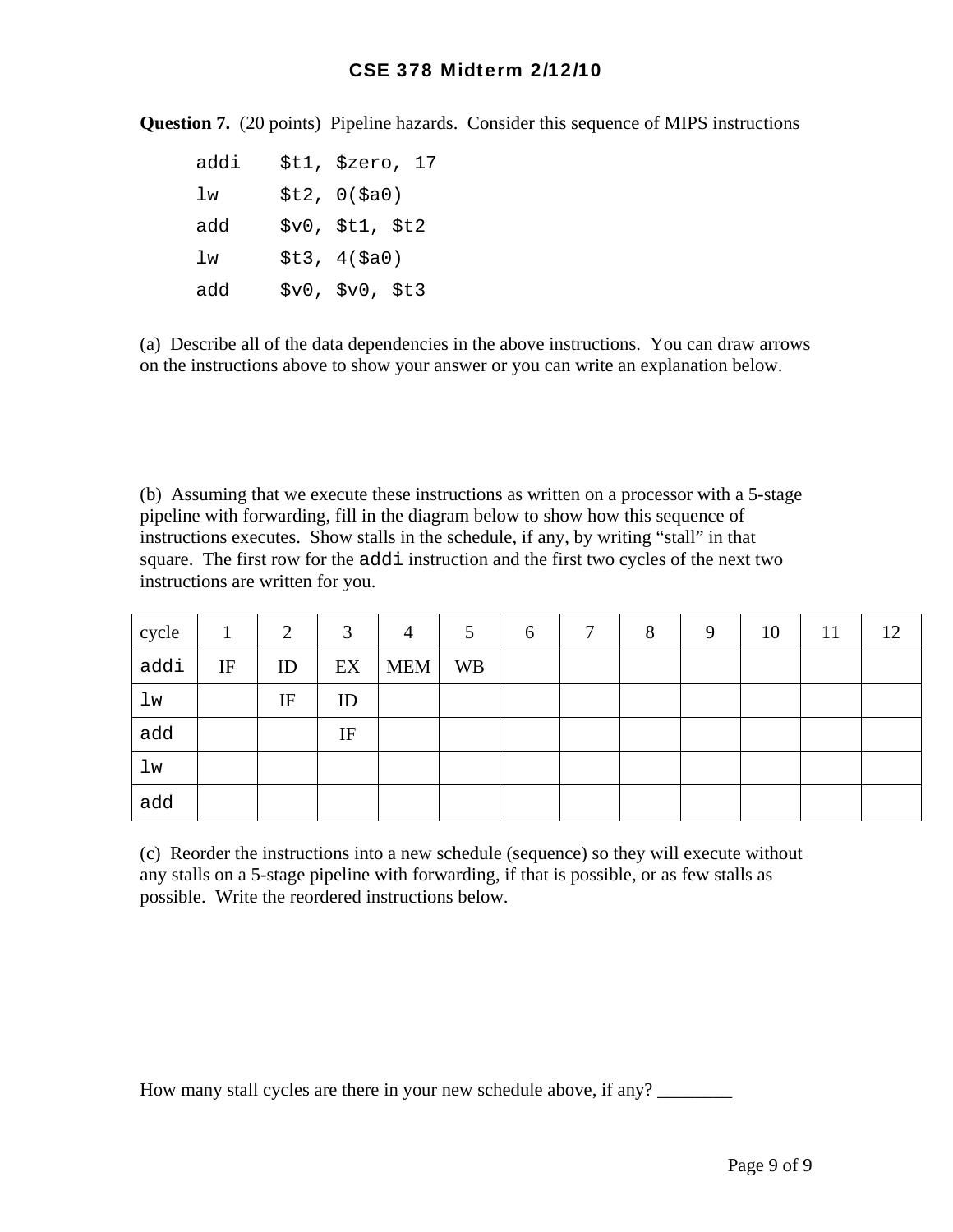**Question 7.** (20 points) Pipeline hazards. Consider this sequence of MIPS instructions

```
addi    $t1, $zero, 17
lw      $t2, 0($a0)
add     $v0, $t1, $t2
lw      $t3, 4($a0)
add     $v0, $v0, $t3
```

(a) Describe all of the data dependencies in the above instructions. You can draw arrows on the instructions above to show your answer or you can write an explanation below.

(b) Assuming that we execute these instructions as written on a processor with a 5-stage pipeline with forwarding, fill in the diagram below to show how this sequence of instructions executes. Show stalls in the schedule, if any, by writing "stall" in that square. The first row for the addi instruction and the first two cycles of the next two instructions are written for you.

| cycle | 1 | 2 | 3 | 4 | 5 | 6 | 7 | 8 | 9 | 10 | 11 | 12 |
|---|---|---|---|---|---|---|---|---|---|---|---|---|
| addi | IF | ID | EX | MEM | WB | | | | | | | |
| lw | | IF | ID | | | | | | | | | |
| add | | | IF | | | | | | | | | |
| lw | | | | | | | | | | | | |
| add | | | | | | | | | | | | |

(c) Reorder the instructions into a new schedule (sequence) so they will execute without any stalls on a 5-stage pipeline with forwarding, if that is possible, or as few stalls as possible. Write the reordered instructions below.

How many stall cycles are there in your new schedule above, if any? ________